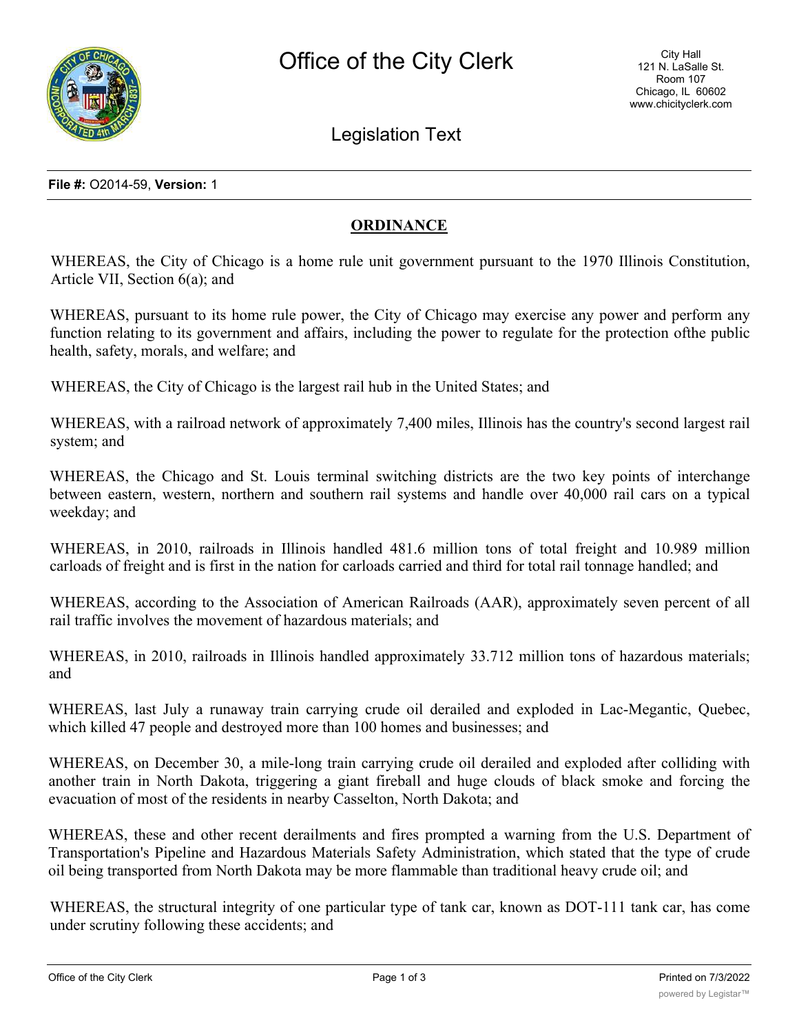File #: O2014-59, Version: 1

## ORDINANCE

WHEREAS, the City of Chicago is a home rule unit government pursuant to the 1970 Illinois Constitution, Article VII, Section 6(a); and

WHEREAS, pursuant to its home rule power, the City of Chicago may exercise any power and perform any function relating to its government and affairs, including the power to regulate for the protection ofthe public health, safety, morals, and welfare; and

WHEREAS, the City of Chicago is the largest rail hub in the United States; and

WHEREAS, with a railroad network of approximately 7,400 miles, Illinois has the country's second largest rail system; and

WHEREAS, the Chicago and St. Louis terminal switching districts are the two key points of interchange between eastern, western, northern and southern rail systems and handle over 40,000 rail cars on a typical weekday; and

WHEREAS, in 2010, railroads in Illinois handled 481.6 million tons of total freight and 10.989 million carloads of freight and is first in the nation for carloads carried and third for total rail tonnage handled; and

WHEREAS, according to the Association of American Railroads (AAR), approximately seven percent of all rail traffic involves the movement of hazardous materials; and

WHEREAS, in 2010, railroads in Illinois handled approximately 33.712 million tons of hazardous materials; and

WHEREAS, last July a runaway train carrying crude oil derailed and exploded in Lac-Megantic, Quebec, which killed 47 people and destroyed more than 100 homes and businesses; and

WHEREAS, on December 30, a mile-long train carrying crude oil derailed and exploded after colliding with another train in North Dakota, triggering a giant fireball and huge clouds of black smoke and forcing the evacuation of most of the residents in nearby Casselton, North Dakota; and

WHEREAS, these and other recent derailments and fires prompted a warning from the U.S. Department of Transportation's Pipeline and Hazardous Materials Safety Administration, which stated that the type of crude oil being transported from North Dakota may be more flammable than traditional heavy crude oil; and

WHEREAS, the structural integrity of one particular type of tank car, known as DOT-111 tank car, has come under scrutiny following these accidents; and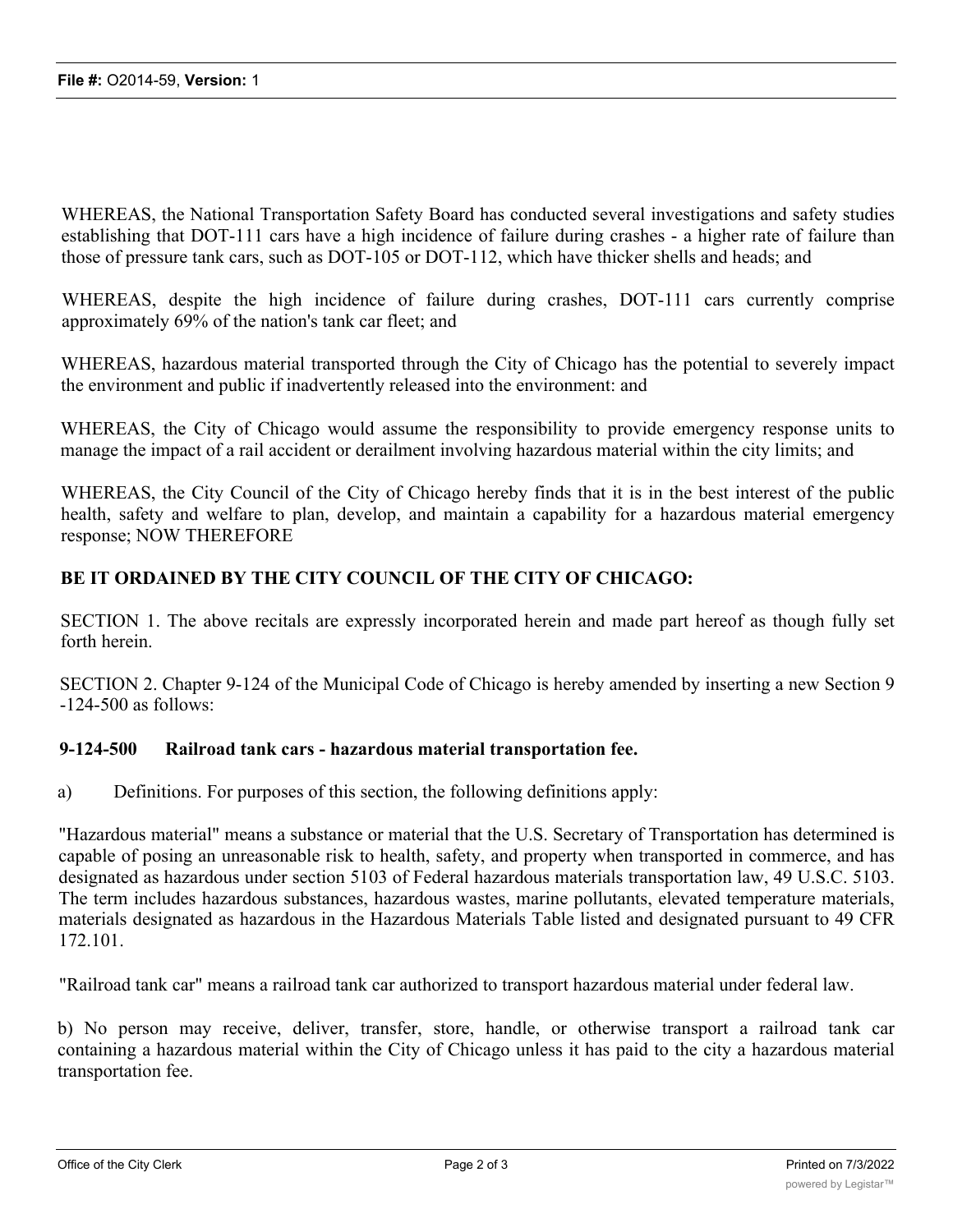WHEREAS, the National Transportation Safety Board has conducted several investigations and safety studies establishing that DOT-111 cars have a high incidence of failure during crashes - a higher rate of failure than those of pressure tank cars, such as DOT-105 or DOT-112, which have thicker shells and heads; and

WHEREAS, despite the high incidence of failure during crashes, DOT-111 cars currently comprise approximately 69% of the nation's tank car fleet; and

WHEREAS, hazardous material transported through the City of Chicago has the potential to severely impact the environment and public if inadvertently released into the environment: and

WHEREAS, the City of Chicago would assume the responsibility to provide emergency response units to manage the impact of a rail accident or derailment involving hazardous material within the city limits; and

WHEREAS, the City Council of the City of Chicago hereby finds that it is in the best interest of the public health, safety and welfare to plan, develop, and maintain a capability for a hazardous material emergency response; NOW THEREFORE

**BE IT ORDAINED BY THE CITY COUNCIL OF THE CITY OF CHICAGO:**

SECTION 1. The above recitals are expressly incorporated herein and made part hereof as though fully set forth herein.

SECTION 2. Chapter 9-124 of the Municipal Code of Chicago is hereby amended by inserting a new Section 9-124-500 as follows:

**9-124-500 Railroad tank cars - hazardous material transportation fee.**

a) Definitions. For purposes of this section, the following definitions apply:

"Hazardous material" means a substance or material that the U.S. Secretary of Transportation has determined is capable of posing an unreasonable risk to health, safety, and property when transported in commerce, and has designated as hazardous under section 5103 of Federal hazardous materials transportation law, 49 U.S.C. 5103. The term includes hazardous substances, hazardous wastes, marine pollutants, elevated temperature materials, materials designated as hazardous in the Hazardous Materials Table listed and designated pursuant to 49 CFR 172.101.

"Railroad tank car" means a railroad tank car authorized to transport hazardous material under federal law.

b) No person may receive, deliver, transfer, store, handle, or otherwise transport a railroad tank car containing a hazardous material within the City of Chicago unless it has paid to the city a hazardous material transportation fee.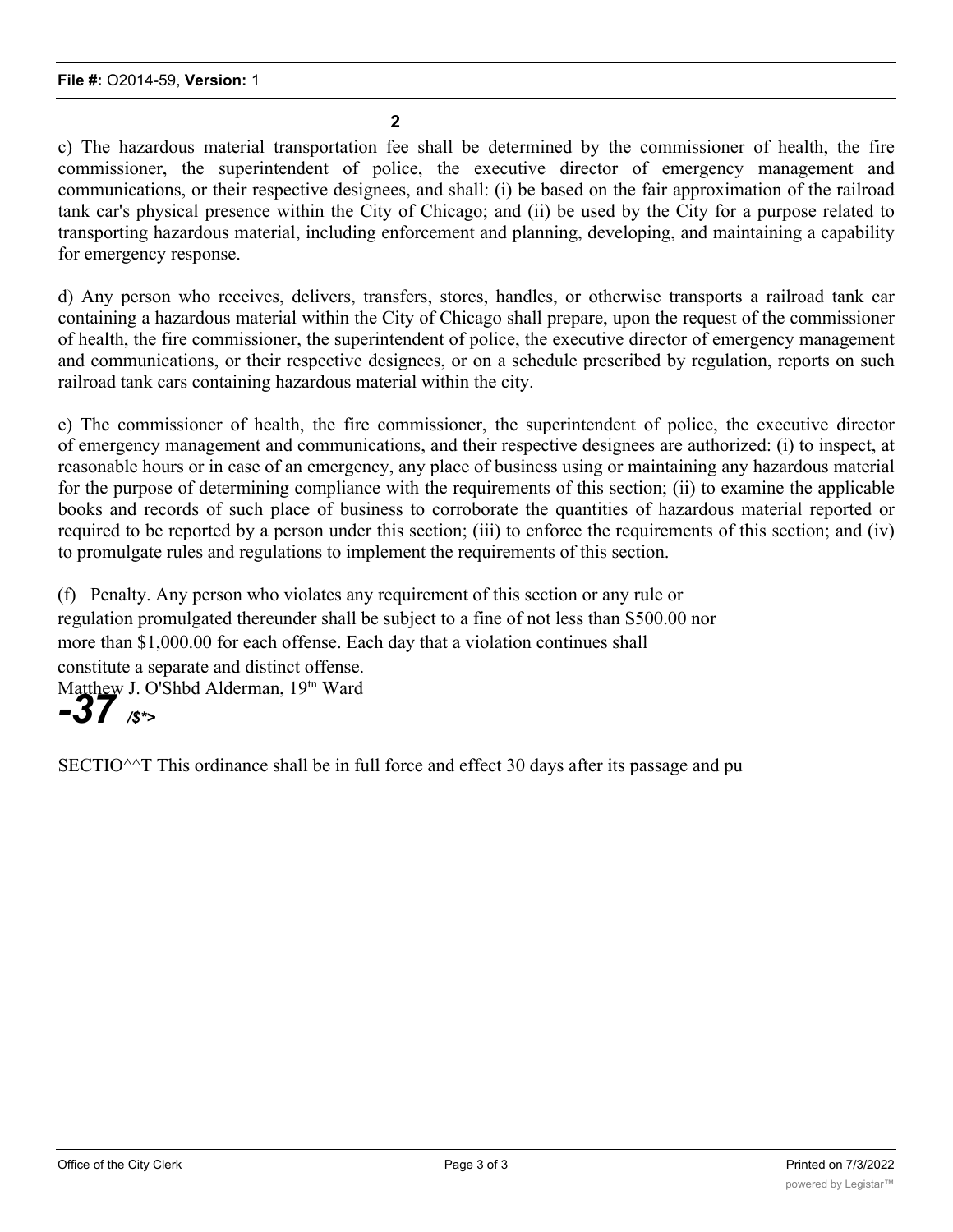c) The hazardous material transportation fee shall be determined by the commissioner of health, the fire commissioner, the superintendent of police, the executive director of emergency management and communications, or their respective designees, and shall: (i) be based on the fair approximation of the railroad tank car's physical presence within the City of Chicago; and (ii) be used by the City for a purpose related to transporting hazardous material, including enforcement and planning, developing, and maintaining a capability for emergency response.

d) Any person who receives, delivers, transfers, stores, handles, or otherwise transports a railroad tank car containing a hazardous material within the City of Chicago shall prepare, upon the request of the commissioner of health, the fire commissioner, the superintendent of police, the executive director of emergency management and communications, or their respective designees, or on a schedule prescribed by regulation, reports on such railroad tank cars containing hazardous material within the city.

e) The commissioner of health, the fire commissioner, the superintendent of police, the executive director of emergency management and communications, and their respective designees are authorized: (i) to inspect, at reasonable hours or in case of an emergency, any place of business using or maintaining any hazardous material for the purpose of determining compliance with the requirements of this section; (ii) to examine the applicable books and records of such place of business to corroborate the quantities of hazardous material reported or required to be reported by a person under this section; (iii) to enforce the requirements of this section; and (iv) to promulgate rules and regulations to implement the requirements of this section.

(f) Penalty. Any person who violates any requirement of this section or any rule or regulation promulgated thereunder shall be subject to a fine of not less than S500.00 nor more than $1,000.00 for each offense. Each day that a violation continues shall constitute a separate and distinct offense.

Matthew J. O'Shbd Alderman, 19[tn] Ward

***-37*** */$*>*

SECTIO^^T This ordinance shall be in full force and effect 30 days after its passage and pu